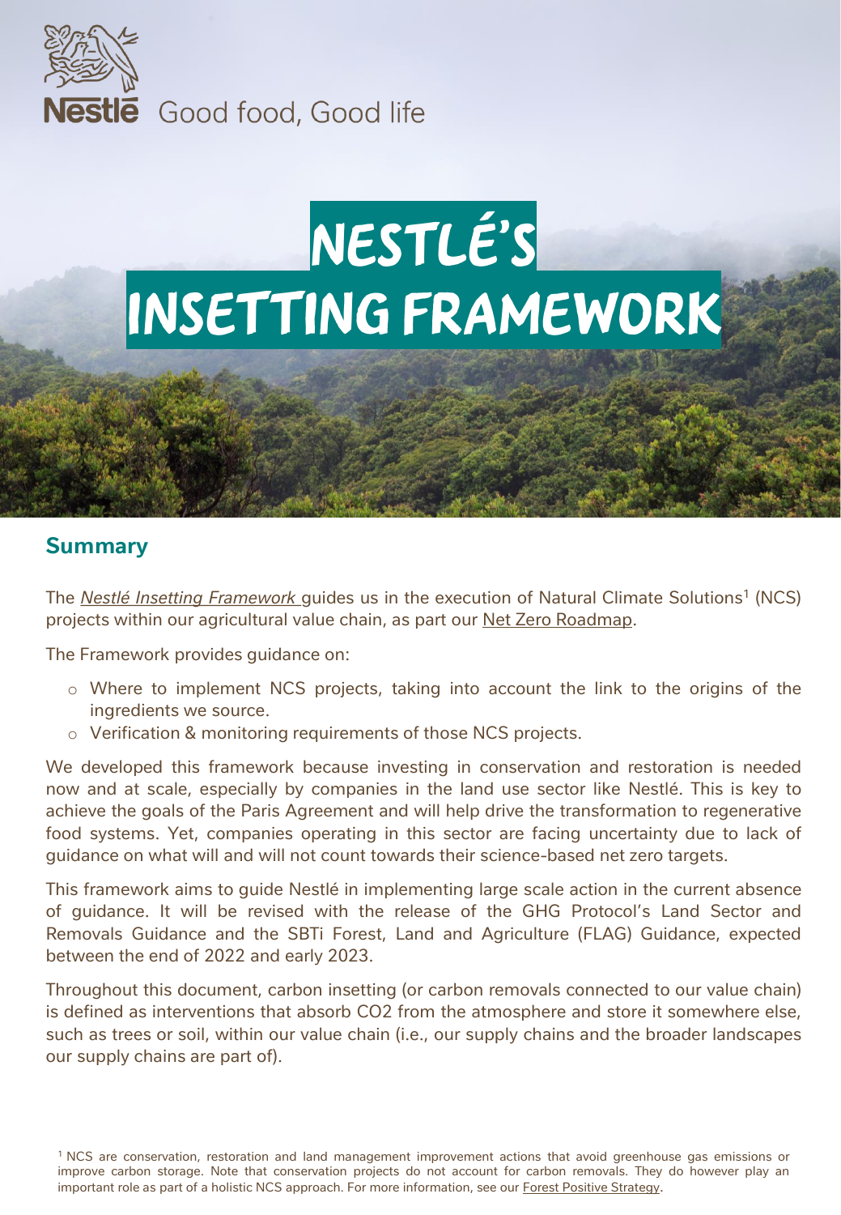Nestlé Good food, Good life

# NESTLÉ'S INSETTING FRAMEWORK

## Summary

The *Nestlé Insetting Framework* guides us in the execution of Natural Climate Solutions[1] (NCS) projects within our agricultural value chain, as part our Net Zero Roadmap.

The Framework provides guidance on:

- Where to implement NCS projects, taking into account the link to the origins of the ingredients we source.
- Verification & monitoring requirements of those NCS projects.

We developed this framework because investing in conservation and restoration is needed now and at scale, especially by companies in the land use sector like Nestlé. This is key to achieve the goals of the Paris Agreement and will help drive the transformation to regenerative food systems. Yet, companies operating in this sector are facing uncertainty due to lack of guidance on what will and will not count towards their science-based net zero targets.

This framework aims to guide Nestlé in implementing large scale action in the current absence of guidance. It will be revised with the release of the GHG Protocol's Land Sector and Removals Guidance and the SBTi Forest, Land and Agriculture (FLAG) Guidance, expected between the end of 2022 and early 2023.

Throughout this document, carbon insetting (or carbon removals connected to our value chain) is defined as interventions that absorb CO2 from the atmosphere and store it somewhere else, such as trees or soil, within our value chain (i.e., our supply chains and the broader landscapes our supply chains are part of).

[1] NCS are conservation, restoration and land management improvement actions that avoid greenhouse gas emissions or improve carbon storage. Note that conservation projects do not account for carbon removals. They do however play an important role as part of a holistic NCS approach. For more information, see our Forest Positive Strategy.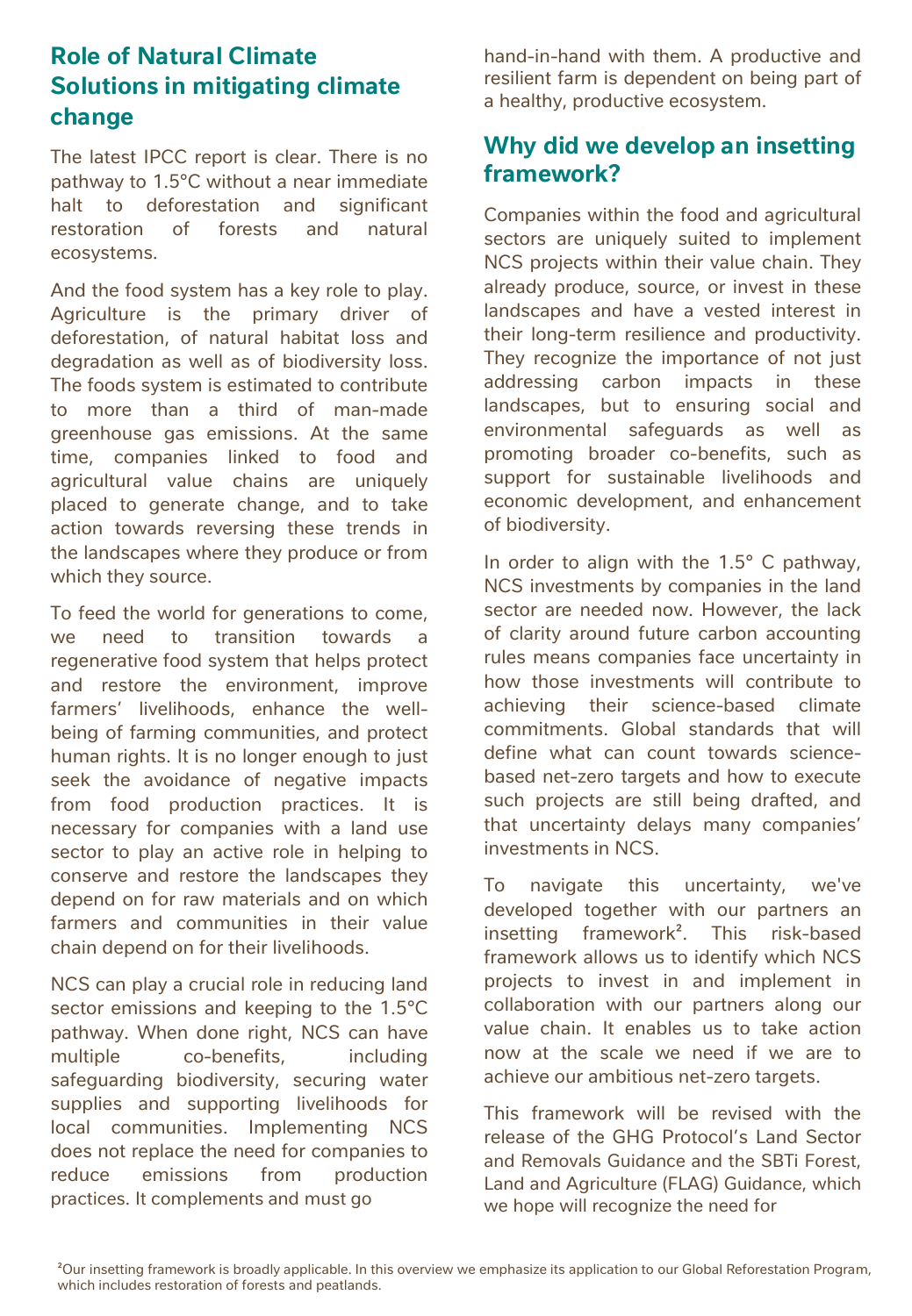## Role of Natural Climate Solutions in mitigating climate change

The latest IPCC report is clear. There is no pathway to 1.5°C without a near immediate halt to deforestation and significant restoration of forests and natural ecosystems.

And the food system has a key role to play. Agriculture is the primary driver of deforestation, of natural habitat loss and degradation as well as of biodiversity loss. The foods system is estimated to contribute to more than a third of man-made greenhouse gas emissions. At the same time, companies linked to food and agricultural value chains are uniquely placed to generate change, and to take action towards reversing these trends in the landscapes where they produce or from which they source.

To feed the world for generations to come, we need to transition towards a regenerative food system that helps protect and restore the environment, improve farmers' livelihoods, enhance the well-being of farming communities, and protect human rights. It is no longer enough to just seek the avoidance of negative impacts from food production practices. It is necessary for companies with a land use sector to play an active role in helping to conserve and restore the landscapes they depend on for raw materials and on which farmers and communities in their value chain depend on for their livelihoods.

NCS can play a crucial role in reducing land sector emissions and keeping to the 1.5°C pathway. When done right, NCS can have multiple co-benefits, including safeguarding biodiversity, securing water supplies and supporting livelihoods for local communities. Implementing NCS does not replace the need for companies to reduce emissions from production practices. It complements and must go hand-in-hand with them. A productive and resilient farm is dependent on being part of a healthy, productive ecosystem.

## Why did we develop an insetting framework?

Companies within the food and agricultural sectors are uniquely suited to implement NCS projects within their value chain. They already produce, source, or invest in these landscapes and have a vested interest in their long-term resilience and productivity. They recognize the importance of not just addressing carbon impacts in these landscapes, but to ensuring social and environmental safeguards as well as promoting broader co-benefits, such as support for sustainable livelihoods and economic development, and enhancement of biodiversity.

In order to align with the 1.5° C pathway, NCS investments by companies in the land sector are needed now. However, the lack of clarity around future carbon accounting rules means companies face uncertainty in how those investments will contribute to achieving their science-based climate commitments. Global standards that will define what can count towards science-based net-zero targets and how to execute such projects are still being drafted, and that uncertainty delays many companies' investments in NCS.

To navigate this uncertainty, we've developed together with our partners an insetting framework[2]. This risk-based framework allows us to identify which NCS projects to invest in and implement in collaboration with our partners along our value chain. It enables us to take action now at the scale we need if we are to achieve our ambitious net-zero targets.

This framework will be revised with the release of the GHG Protocol's Land Sector and Removals Guidance and the SBTi Forest, Land and Agriculture (FLAG) Guidance, which we hope will recognize the need for

[2]Our insetting framework is broadly applicable. In this overview we emphasize its application to our Global Reforestation Program, which includes restoration of forests and peatlands.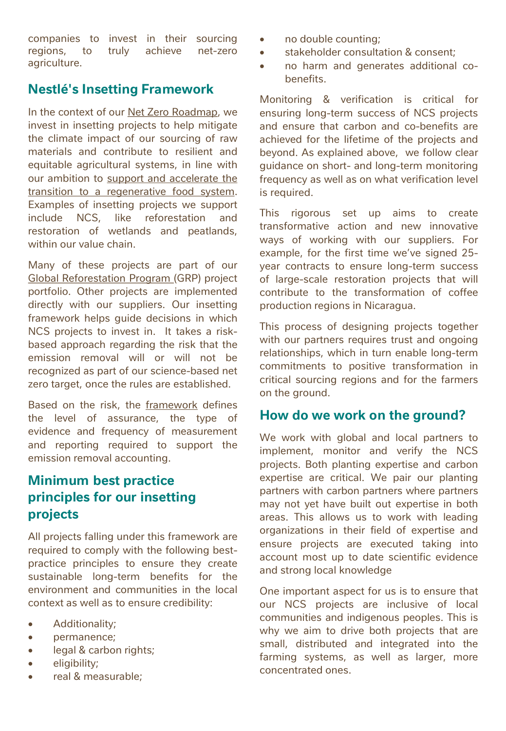companies to invest in their sourcing regions, to truly achieve net-zero agriculture.

## Nestlé's Insetting Framework

In the context of our Net Zero Roadmap, we invest in insetting projects to help mitigate the climate impact of our sourcing of raw materials and contribute to resilient and equitable agricultural systems, in line with our ambition to support and accelerate the transition to a regenerative food system. Examples of insetting projects we support include NCS, like reforestation and restoration of wetlands and peatlands, within our value chain.

Many of these projects are part of our Global Reforestation Program (GRP) project portfolio. Other projects are implemented directly with our suppliers. Our insetting framework helps guide decisions in which NCS projects to invest in. It takes a risk-based approach regarding the risk that the emission removal will or will not be recognized as part of our science-based net zero target, once the rules are established.

Based on the risk, the framework defines the level of assurance, the type of evidence and frequency of measurement and reporting required to support the emission removal accounting.

## Minimum best practice principles for our insetting projects

All projects falling under this framework are required to comply with the following best-practice principles to ensure they create sustainable long-term benefits for the environment and communities in the local context as well as to ensure credibility:

- Additionality;
- permanence;
- legal & carbon rights;
- eligibility;
- real & measurable;
- no double counting;
- stakeholder consultation & consent;
- no harm and generates additional co-benefits.

Monitoring & verification is critical for ensuring long-term success of NCS projects and ensure that carbon and co-benefits are achieved for the lifetime of the projects and beyond. As explained above, we follow clear guidance on short- and long-term monitoring frequency as well as on what verification level is required.

This rigorous set up aims to create transformative action and new innovative ways of working with our suppliers. For example, for the first time we've signed 25-year contracts to ensure long-term success of large-scale restoration projects that will contribute to the transformation of coffee production regions in Nicaragua.

This process of designing projects together with our partners requires trust and ongoing relationships, which in turn enable long-term commitments to positive transformation in critical sourcing regions and for the farmers on the ground.

## How do we work on the ground?

We work with global and local partners to implement, monitor and verify the NCS projects. Both planting expertise and carbon expertise are critical. We pair our planting partners with carbon partners where partners may not yet have built out expertise in both areas. This allows us to work with leading organizations in their field of expertise and ensure projects are executed taking into account most up to date scientific evidence and strong local knowledge

One important aspect for us is to ensure that our NCS projects are inclusive of local communities and indigenous peoples. This is why we aim to drive both projects that are small, distributed and integrated into the farming systems, as well as larger, more concentrated ones.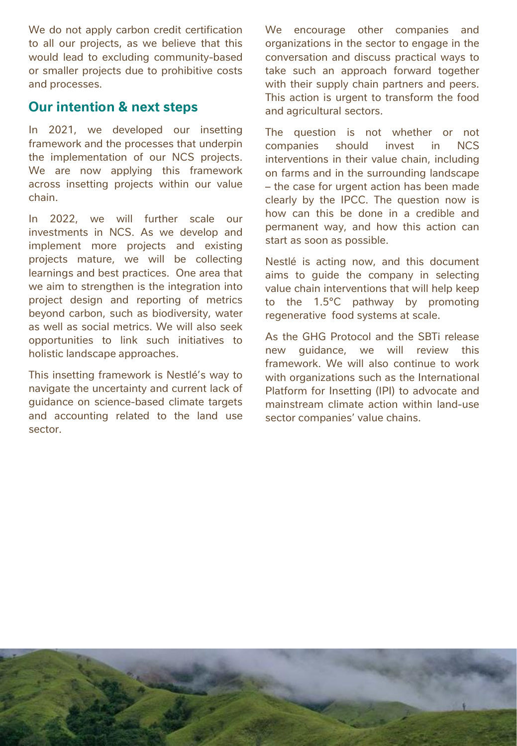We do not apply carbon credit certification to all our projects, as we believe that this would lead to excluding community-based or smaller projects due to prohibitive costs and processes.

## Our intention & next steps

In 2021, we developed our insetting framework and the processes that underpin the implementation of our NCS projects. We are now applying this framework across insetting projects within our value chain.

In 2022, we will further scale our investments in NCS. As we develop and implement more projects and existing projects mature, we will be collecting learnings and best practices. One area that we aim to strengthen is the integration into project design and reporting of metrics beyond carbon, such as biodiversity, water as well as social metrics. We will also seek opportunities to link such initiatives to holistic landscape approaches.

This insetting framework is Nestlé's way to navigate the uncertainty and current lack of guidance on science-based climate targets and accounting related to the land use sector.

We encourage other companies and organizations in the sector to engage in the conversation and discuss practical ways to take such an approach forward together with their supply chain partners and peers. This action is urgent to transform the food and agricultural sectors.

The question is not whether or not companies should invest in NCS interventions in their value chain, including on farms and in the surrounding landscape – the case for urgent action has been made clearly by the IPCC. The question now is how can this be done in a credible and permanent way, and how this action can start as soon as possible.

Nestlé is acting now, and this document aims to guide the company in selecting value chain interventions that will help keep to the 1.5°C pathway by promoting regenerative food systems at scale.

As the GHG Protocol and the SBTi release new guidance, we will review this framework. We will also continue to work with organizations such as the International Platform for Insetting (IPI) to advocate and mainstream climate action within land-use sector companies' value chains.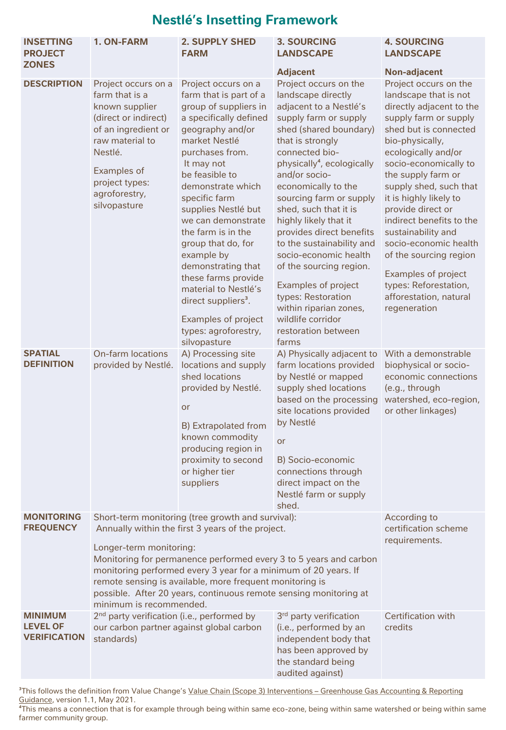# Nestlé's Insetting Framework

| INSETTING PROJECT ZONES | 1. ON-FARM | 2. SUPPLY SHED FARM | 3. SOURCING LANDSCAPE<br><br>Adjacent | 4. SOURCING LANDSCAPE<br><br>Non-adjacent |
|---|---|---|---|---|
| **DESCRIPTION** | Project occurs on a farm that is a known supplier (direct or indirect) of an ingredient or raw material to Nestlé.<br><br>Examples of project types: agroforestry, silvopasture | Project occurs on a farm that is part of a group of suppliers in a specifically defined geography and/or market Nestlé purchases from. It may not be feasible to demonstrate which specific farm supplies Nestlé but we can demonstrate the farm is in the group that do, for example by demonstrating that these farms provide material to Nestlé's direct suppliers[3].<br><br>Examples of project types: agroforestry, silvopasture | Project occurs on the landscape directly adjacent to a Nestlé's supply farm or supply shed (shared boundary) that is strongly connected bio-physically[4], ecologically and/or socio-economically to the sourcing farm or supply shed, such that it is highly likely that it provides direct benefits to the sustainability and socio-economic health of the sourcing region.<br><br>Examples of project types: Restoration within riparian zones, wildlife corridor restoration between farms | Project occurs on the landscape that is not directly adjacent to the supply farm or supply shed but is connected bio-physically, ecologically and/or socio-economically to the supply farm or supply shed, such that it is highly likely to provide direct or indirect benefits to the sustainability and socio-economic health of the sourcing region<br><br>Examples of project types: Reforestation, afforestation, natural regeneration |
| **SPATIAL DEFINITION** | On-farm locations provided by Nestlé. | A) Processing site locations and supply shed locations provided by Nestlé.<br><br>or<br><br>B) Extrapolated from known commodity producing region in proximity to second or higher tier suppliers | A) Physically adjacent to farm locations provided by Nestlé or mapped supply shed locations based on the processing site locations provided by Nestlé<br><br>or<br><br>B) Socio-economic connections through direct impact on the Nestlé farm or supply shed. | With a demonstrable biophysical or socio-economic connections (e.g., through watershed, eco-region, or other linkages) |
| **MONITORING FREQUENCY** | Short-term monitoring (tree growth and survival): Annually within the first 3 years of the project.<br><br>Longer-term monitoring: Monitoring for permanence performed every 3 to 5 years and carbon monitoring performed every 3 year for a minimum of 20 years. If remote sensing is available, more frequent monitoring is possible. After 20 years, continuous remote sensing monitoring at minimum is recommended. | | | According to certification scheme requirements. |
| **MINIMUM LEVEL OF VERIFICATION** | 2nd party verification (i.e., performed by our carbon partner against global carbon standards) | | 3rd party verification (i.e., performed by an independent body that has been approved by the standard being audited against) | Certification with credits |

[3]This follows the definition from Value Change's Value Chain (Scope 3) Interventions – Greenhouse Gas Accounting & Reporting Guidance, version 1.1, May 2021.

[4]This means a connection that is for example through being within same eco-zone, being within same watershed or being within same farmer community group.